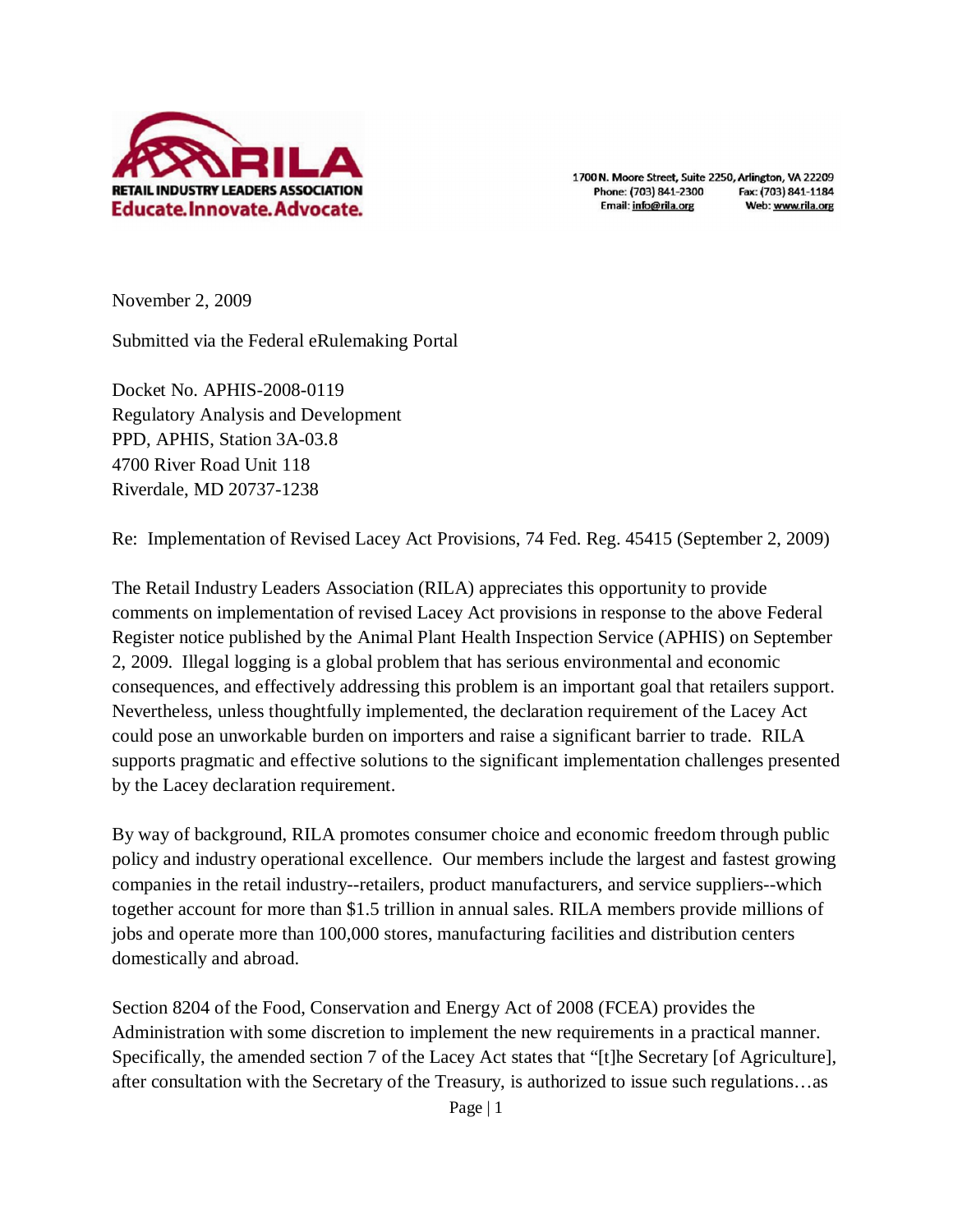RETAIL INDUSTRY LEADERS ASSOCIATION
Educate. Innovate. Advocate.

1700 N. Moore Street, Suite 2250, Arlington, VA 22209
Phone: (703) 841-2300 Fax: (703) 841-1184
Email: info@rila.org Web: www.rila.org

November 2, 2009

Submitted via the Federal eRulemaking Portal

Docket No. APHIS-2008-0119
Regulatory Analysis and Development
PPD, APHIS, Station 3A-03.8
4700 River Road Unit 118
Riverdale, MD 20737-1238

Re: Implementation of Revised Lacey Act Provisions, 74 Fed. Reg. 45415 (September 2, 2009)

The Retail Industry Leaders Association (RILA) appreciates this opportunity to provide comments on implementation of revised Lacey Act provisions in response to the above Federal Register notice published by the Animal Plant Health Inspection Service (APHIS) on September 2, 2009. Illegal logging is a global problem that has serious environmental and economic consequences, and effectively addressing this problem is an important goal that retailers support. Nevertheless, unless thoughtfully implemented, the declaration requirement of the Lacey Act could pose an unworkable burden on importers and raise a significant barrier to trade. RILA supports pragmatic and effective solutions to the significant implementation challenges presented by the Lacey declaration requirement.

By way of background, RILA promotes consumer choice and economic freedom through public policy and industry operational excellence. Our members include the largest and fastest growing companies in the retail industry--retailers, product manufacturers, and service suppliers--which together account for more than $1.5 trillion in annual sales. RILA members provide millions of jobs and operate more than 100,000 stores, manufacturing facilities and distribution centers domestically and abroad.

Section 8204 of the Food, Conservation and Energy Act of 2008 (FCEA) provides the Administration with some discretion to implement the new requirements in a practical manner. Specifically, the amended section 7 of the Lacey Act states that "[t]he Secretary [of Agriculture], after consultation with the Secretary of the Treasury, is authorized to issue such regulations…as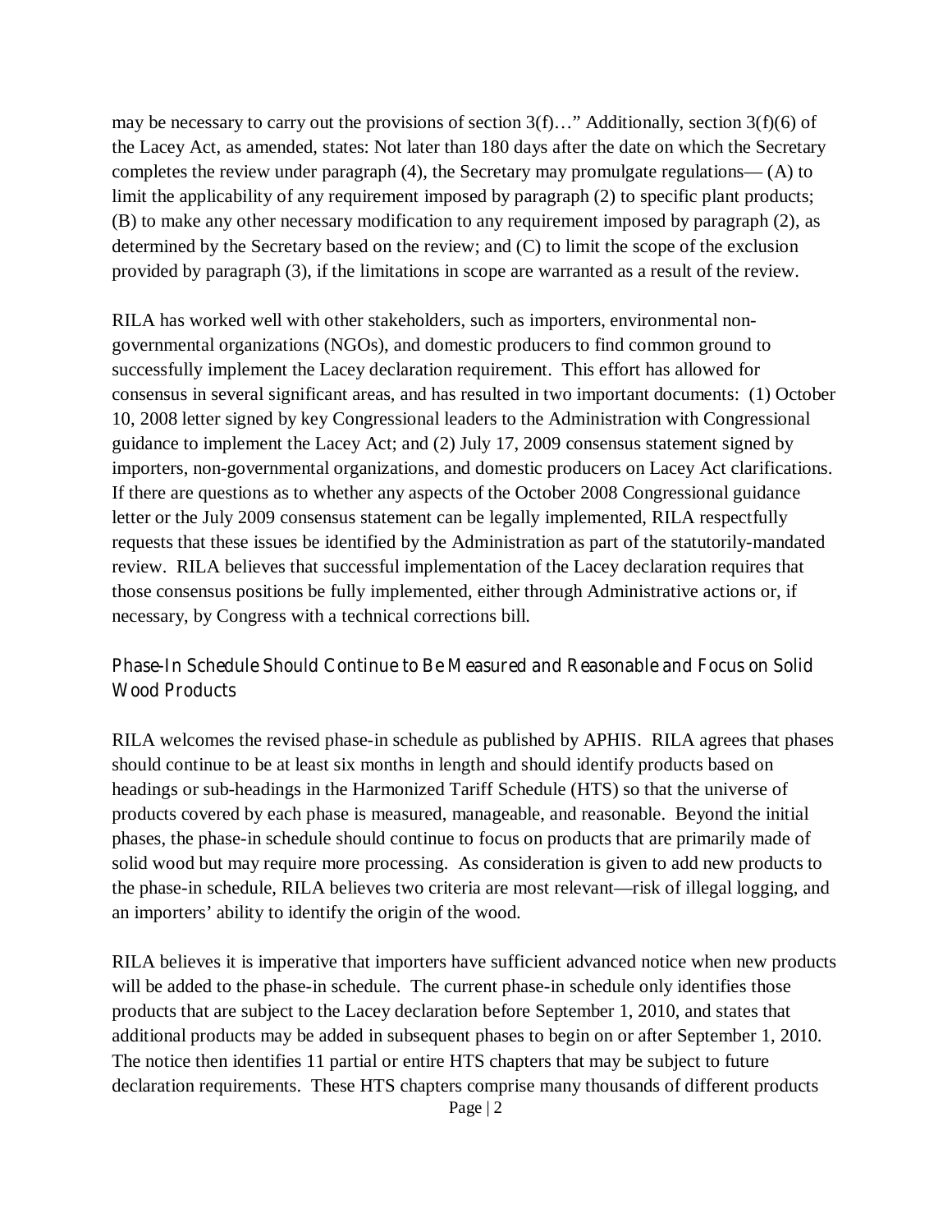may be necessary to carry out the provisions of section 3(f)…" Additionally, section 3(f)(6) of the Lacey Act, as amended, states: Not later than 180 days after the date on which the Secretary completes the review under paragraph (4), the Secretary may promulgate regulations— (A) to limit the applicability of any requirement imposed by paragraph (2) to specific plant products; (B) to make any other necessary modification to any requirement imposed by paragraph (2), as determined by the Secretary based on the review; and (C) to limit the scope of the exclusion provided by paragraph (3), if the limitations in scope are warranted as a result of the review.

RILA has worked well with other stakeholders, such as importers, environmental non-governmental organizations (NGOs), and domestic producers to find common ground to successfully implement the Lacey declaration requirement. This effort has allowed for consensus in several significant areas, and has resulted in two important documents: (1) October 10, 2008 letter signed by key Congressional leaders to the Administration with Congressional guidance to implement the Lacey Act; and (2) July 17, 2009 consensus statement signed by importers, non-governmental organizations, and domestic producers on Lacey Act clarifications. If there are questions as to whether any aspects of the October 2008 Congressional guidance letter or the July 2009 consensus statement can be legally implemented, RILA respectfully requests that these issues be identified by the Administration as part of the statutorily-mandated review. RILA believes that successful implementation of the Lacey declaration requires that those consensus positions be fully implemented, either through Administrative actions or, if necessary, by Congress with a technical corrections bill.

## Phase-In Schedule Should Continue to Be Measured and Reasonable and Focus on Solid Wood Products

RILA welcomes the revised phase-in schedule as published by APHIS. RILA agrees that phases should continue to be at least six months in length and should identify products based on headings or sub-headings in the Harmonized Tariff Schedule (HTS) so that the universe of products covered by each phase is measured, manageable, and reasonable. Beyond the initial phases, the phase-in schedule should continue to focus on products that are primarily made of solid wood but may require more processing. As consideration is given to add new products to the phase-in schedule, RILA believes two criteria are most relevant—risk of illegal logging, and an importers' ability to identify the origin of the wood.

RILA believes it is imperative that importers have sufficient advanced notice when new products will be added to the phase-in schedule. The current phase-in schedule only identifies those products that are subject to the Lacey declaration before September 1, 2010, and states that additional products may be added in subsequent phases to begin on or after September 1, 2010. The notice then identifies 11 partial or entire HTS chapters that may be subject to future declaration requirements. These HTS chapters comprise many thousands of different products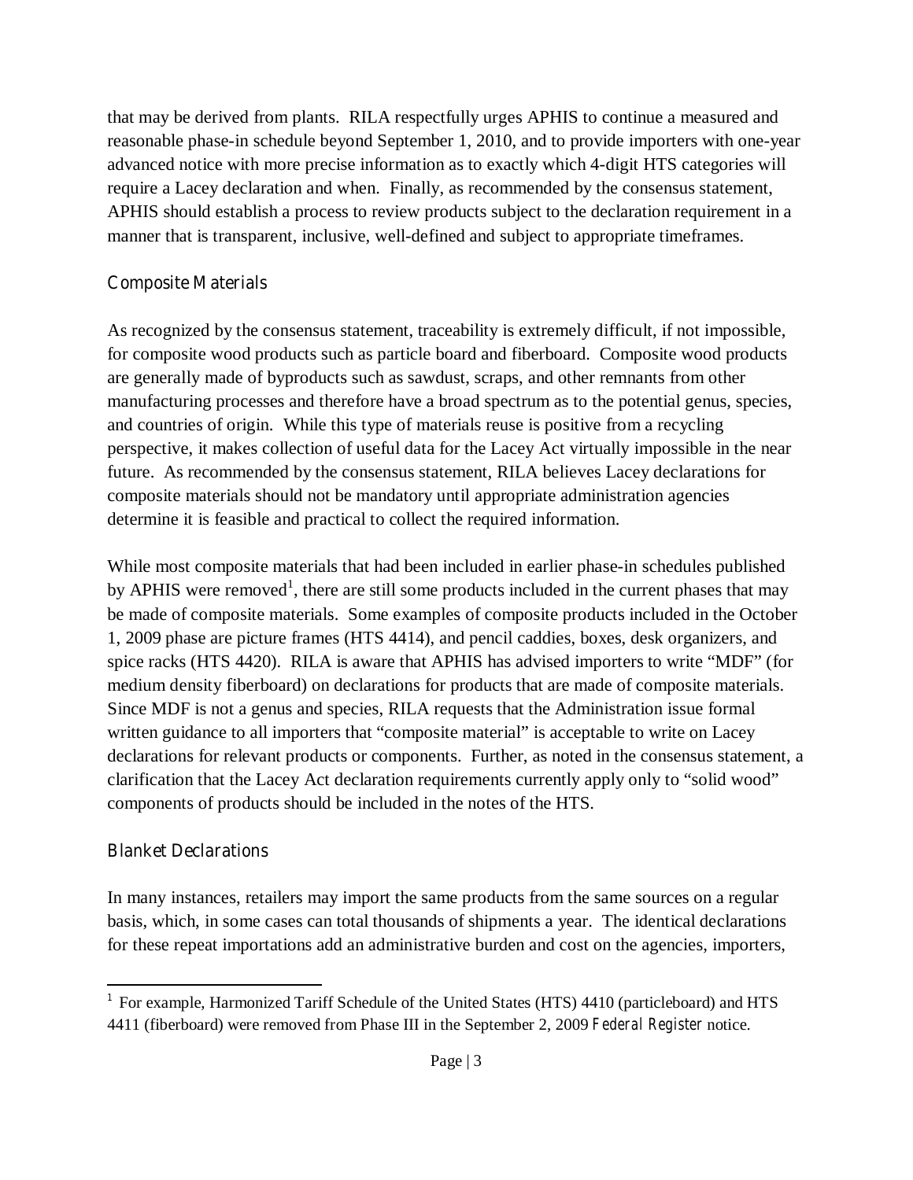that may be derived from plants. RILA respectfully urges APHIS to continue a measured and reasonable phase-in schedule beyond September 1, 2010, and to provide importers with one-year advanced notice with more precise information as to exactly which 4-digit HTS categories will require a Lacey declaration and when. Finally, as recommended by the consensus statement, APHIS should establish a process to review products subject to the declaration requirement in a manner that is transparent, inclusive, well-defined and subject to appropriate timeframes.

### Composite Materials

As recognized by the consensus statement, traceability is extremely difficult, if not impossible, for composite wood products such as particle board and fiberboard. Composite wood products are generally made of byproducts such as sawdust, scraps, and other remnants from other manufacturing processes and therefore have a broad spectrum as to the potential genus, species, and countries of origin. While this type of materials reuse is positive from a recycling perspective, it makes collection of useful data for the Lacey Act virtually impossible in the near future. As recommended by the consensus statement, RILA believes Lacey declarations for composite materials should not be mandatory until appropriate administration agencies determine it is feasible and practical to collect the required information.

While most composite materials that had been included in earlier phase-in schedules published by APHIS were removed[1], there are still some products included in the current phases that may be made of composite materials. Some examples of composite products included in the October 1, 2009 phase are picture frames (HTS 4414), and pencil caddies, boxes, desk organizers, and spice racks (HTS 4420). RILA is aware that APHIS has advised importers to write "MDF" (for medium density fiberboard) on declarations for products that are made of composite materials. Since MDF is not a genus and species, RILA requests that the Administration issue formal written guidance to all importers that "composite material" is acceptable to write on Lacey declarations for relevant products or components. Further, as noted in the consensus statement, a clarification that the Lacey Act declaration requirements currently apply only to "solid wood" components of products should be included in the notes of the HTS.

### Blanket Declarations

In many instances, retailers may import the same products from the same sources on a regular basis, which, in some cases can total thousands of shipments a year. The identical declarations for these repeat importations add an administrative burden and cost on the agencies, importers,

---

[1] For example, Harmonized Tariff Schedule of the United States (HTS) 4410 (particleboard) and HTS 4411 (fiberboard) were removed from Phase III in the September 2, 2009 *Federal Register* notice.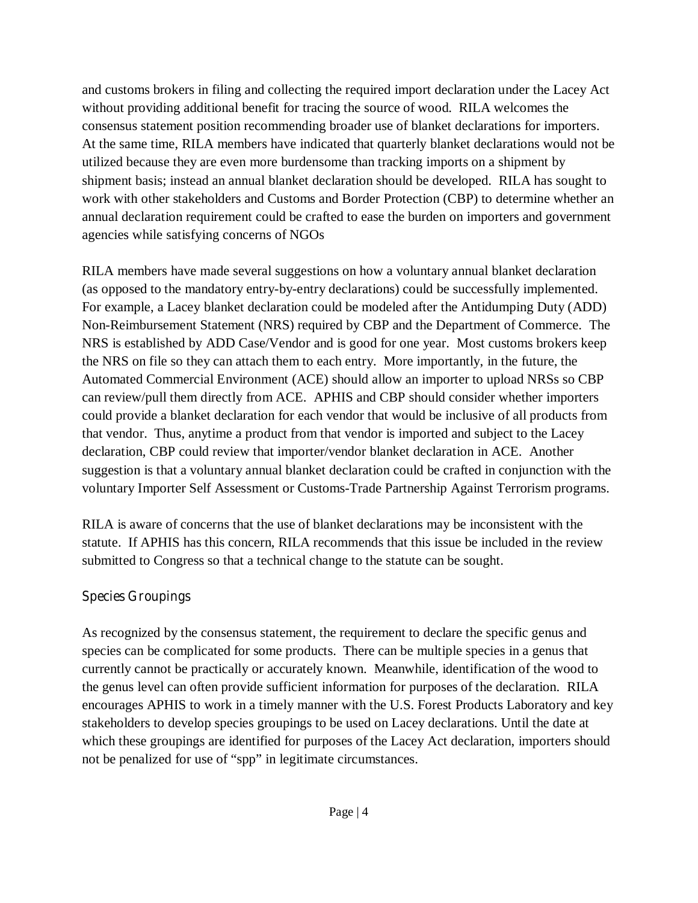and customs brokers in filing and collecting the required import declaration under the Lacey Act without providing additional benefit for tracing the source of wood. RILA welcomes the consensus statement position recommending broader use of blanket declarations for importers. At the same time, RILA members have indicated that quarterly blanket declarations would not be utilized because they are even more burdensome than tracking imports on a shipment by shipment basis; instead an annual blanket declaration should be developed. RILA has sought to work with other stakeholders and Customs and Border Protection (CBP) to determine whether an annual declaration requirement could be crafted to ease the burden on importers and government agencies while satisfying concerns of NGOs

RILA members have made several suggestions on how a voluntary annual blanket declaration (as opposed to the mandatory entry-by-entry declarations) could be successfully implemented. For example, a Lacey blanket declaration could be modeled after the Antidumping Duty (ADD) Non-Reimbursement Statement (NRS) required by CBP and the Department of Commerce. The NRS is established by ADD Case/Vendor and is good for one year. Most customs brokers keep the NRS on file so they can attach them to each entry. More importantly, in the future, the Automated Commercial Environment (ACE) should allow an importer to upload NRSs so CBP can review/pull them directly from ACE. APHIS and CBP should consider whether importers could provide a blanket declaration for each vendor that would be inclusive of all products from that vendor. Thus, anytime a product from that vendor is imported and subject to the Lacey declaration, CBP could review that importer/vendor blanket declaration in ACE. Another suggestion is that a voluntary annual blanket declaration could be crafted in conjunction with the voluntary Importer Self Assessment or Customs-Trade Partnership Against Terrorism programs.

RILA is aware of concerns that the use of blanket declarations may be inconsistent with the statute. If APHIS has this concern, RILA recommends that this issue be included in the review submitted to Congress so that a technical change to the statute can be sought.

### Species Groupings

As recognized by the consensus statement, the requirement to declare the specific genus and species can be complicated for some products. There can be multiple species in a genus that currently cannot be practically or accurately known. Meanwhile, identification of the wood to the genus level can often provide sufficient information for purposes of the declaration. RILA encourages APHIS to work in a timely manner with the U.S. Forest Products Laboratory and key stakeholders to develop species groupings to be used on Lacey declarations. Until the date at which these groupings are identified for purposes of the Lacey Act declaration, importers should not be penalized for use of "spp" in legitimate circumstances.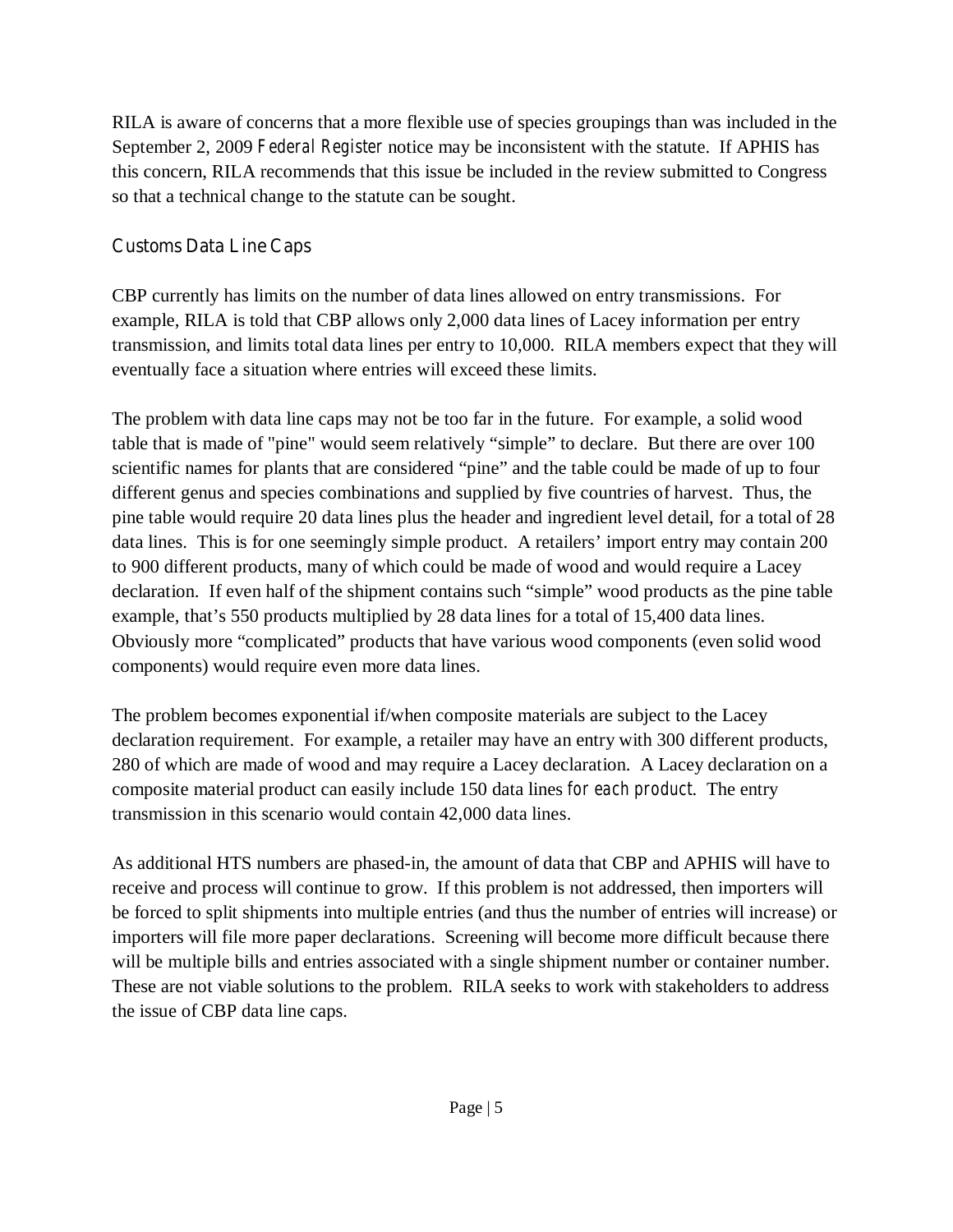RILA is aware of concerns that a more flexible use of species groupings than was included in the September 2, 2009 *Federal Register* notice may be inconsistent with the statute. If APHIS has this concern, RILA recommends that this issue be included in the review submitted to Congress so that a technical change to the statute can be sought.

## Customs Data Line Caps

CBP currently has limits on the number of data lines allowed on entry transmissions. For example, RILA is told that CBP allows only 2,000 data lines of Lacey information per entry transmission, and limits total data lines per entry to 10,000. RILA members expect that they will eventually face a situation where entries will exceed these limits.

The problem with data line caps may not be too far in the future. For example, a solid wood table that is made of "pine" would seem relatively "simple" to declare. But there are over 100 scientific names for plants that are considered "pine" and the table could be made of up to four different genus and species combinations and supplied by five countries of harvest. Thus, the pine table would require 20 data lines plus the header and ingredient level detail, for a total of 28 data lines. This is for one seemingly simple product. A retailers' import entry may contain 200 to 900 different products, many of which could be made of wood and would require a Lacey declaration. If even half of the shipment contains such "simple" wood products as the pine table example, that's 550 products multiplied by 28 data lines for a total of 15,400 data lines. Obviously more "complicated" products that have various wood components (even solid wood components) would require even more data lines.

The problem becomes exponential if/when composite materials are subject to the Lacey declaration requirement. For example, a retailer may have an entry with 300 different products, 280 of which are made of wood and may require a Lacey declaration. A Lacey declaration on a composite material product can easily include 150 data lines *for each product*. The entry transmission in this scenario would contain 42,000 data lines.

As additional HTS numbers are phased-in, the amount of data that CBP and APHIS will have to receive and process will continue to grow. If this problem is not addressed, then importers will be forced to split shipments into multiple entries (and thus the number of entries will increase) or importers will file more paper declarations. Screening will become more difficult because there will be multiple bills and entries associated with a single shipment number or container number. These are not viable solutions to the problem. RILA seeks to work with stakeholders to address the issue of CBP data line caps.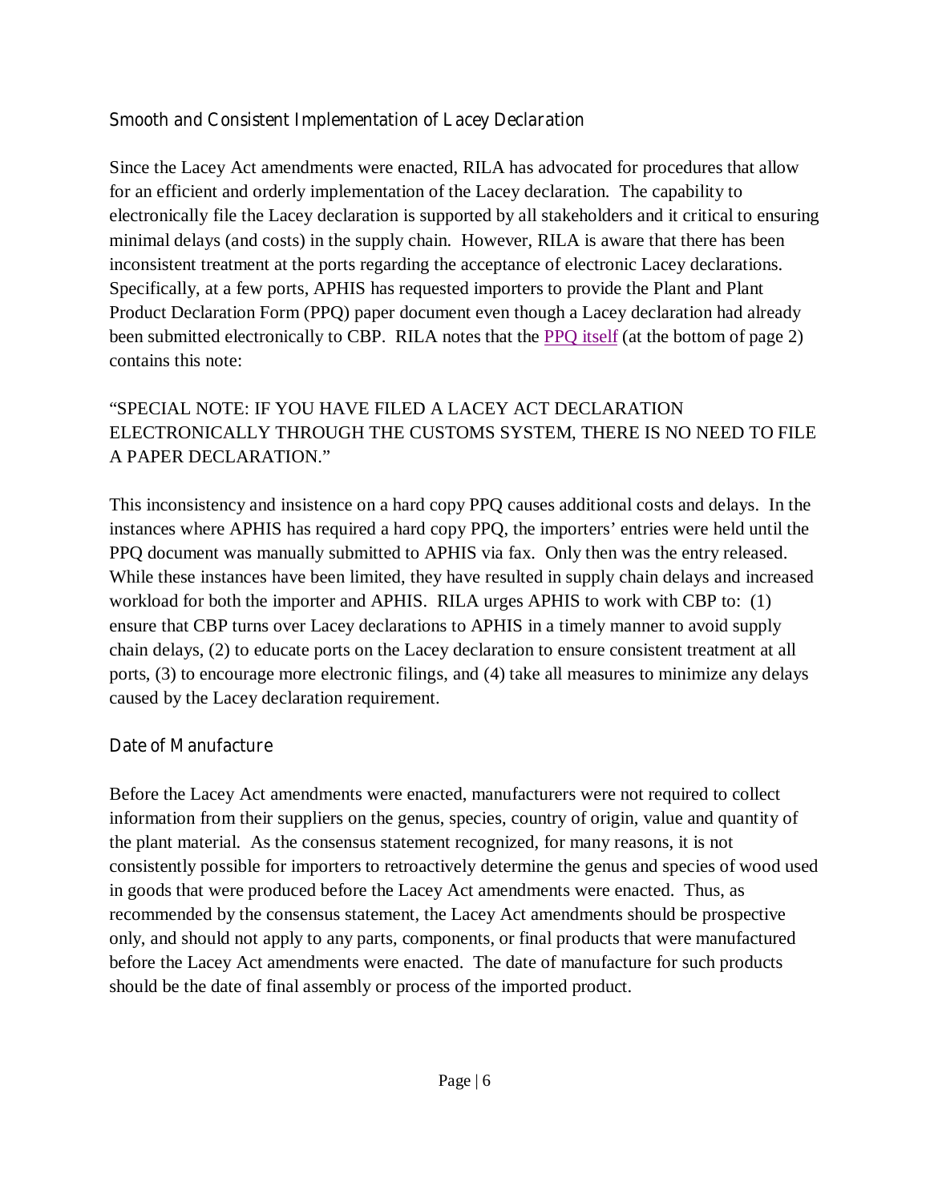## Smooth and Consistent Implementation of Lacey Declaration

Since the Lacey Act amendments were enacted, RILA has advocated for procedures that allow for an efficient and orderly implementation of the Lacey declaration. The capability to electronically file the Lacey declaration is supported by all stakeholders and it critical to ensuring minimal delays (and costs) in the supply chain. However, RILA is aware that there has been inconsistent treatment at the ports regarding the acceptance of electronic Lacey declarations. Specifically, at a few ports, APHIS has requested importers to provide the Plant and Plant Product Declaration Form (PPQ) paper document even though a Lacey declaration had already been submitted electronically to CBP. RILA notes that the PPQ itself (at the bottom of page 2) contains this note:

"SPECIAL NOTE: IF YOU HAVE FILED A LACEY ACT DECLARATION ELECTRONICALLY THROUGH THE CUSTOMS SYSTEM, THERE IS NO NEED TO FILE A PAPER DECLARATION."

This inconsistency and insistence on a hard copy PPQ causes additional costs and delays. In the instances where APHIS has required a hard copy PPQ, the importers' entries were held until the PPQ document was manually submitted to APHIS via fax. Only then was the entry released. While these instances have been limited, they have resulted in supply chain delays and increased workload for both the importer and APHIS. RILA urges APHIS to work with CBP to: (1) ensure that CBP turns over Lacey declarations to APHIS in a timely manner to avoid supply chain delays, (2) to educate ports on the Lacey declaration to ensure consistent treatment at all ports, (3) to encourage more electronic filings, and (4) take all measures to minimize any delays caused by the Lacey declaration requirement.

## Date of Manufacture

Before the Lacey Act amendments were enacted, manufacturers were not required to collect information from their suppliers on the genus, species, country of origin, value and quantity of the plant material. As the consensus statement recognized, for many reasons, it is not consistently possible for importers to retroactively determine the genus and species of wood used in goods that were produced before the Lacey Act amendments were enacted. Thus, as recommended by the consensus statement, the Lacey Act amendments should be prospective only, and should not apply to any parts, components, or final products that were manufactured before the Lacey Act amendments were enacted. The date of manufacture for such products should be the date of final assembly or process of the imported product.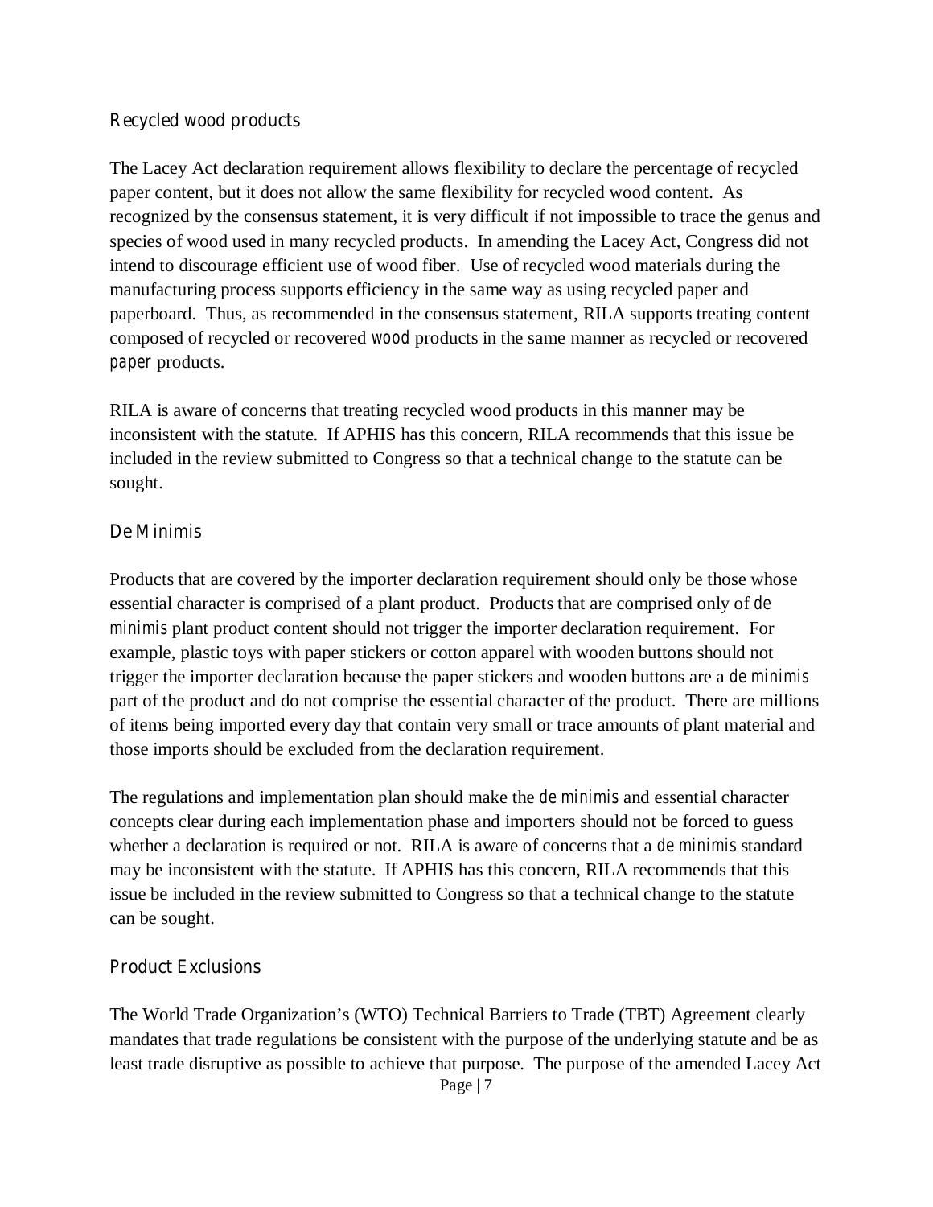### Recycled wood products

The Lacey Act declaration requirement allows flexibility to declare the percentage of recycled paper content, but it does not allow the same flexibility for recycled wood content. As recognized by the consensus statement, it is very difficult if not impossible to trace the genus and species of wood used in many recycled products. In amending the Lacey Act, Congress did not intend to discourage efficient use of wood fiber. Use of recycled wood materials during the manufacturing process supports efficiency in the same way as using recycled paper and paperboard. Thus, as recommended in the consensus statement, RILA supports treating content composed of recycled or recovered *wood* products in the same manner as recycled or recovered *paper* products.

RILA is aware of concerns that treating recycled wood products in this manner may be inconsistent with the statute. If APHIS has this concern, RILA recommends that this issue be included in the review submitted to Congress so that a technical change to the statute can be sought.

### De Minimis

Products that are covered by the importer declaration requirement should only be those whose essential character is comprised of a plant product. Products that are comprised only of *de minimis* plant product content should not trigger the importer declaration requirement. For example, plastic toys with paper stickers or cotton apparel with wooden buttons should not trigger the importer declaration because the paper stickers and wooden buttons are a *de minimis* part of the product and do not comprise the essential character of the product. There are millions of items being imported every day that contain very small or trace amounts of plant material and those imports should be excluded from the declaration requirement.

The regulations and implementation plan should make the *de minimis* and essential character concepts clear during each implementation phase and importers should not be forced to guess whether a declaration is required or not. RILA is aware of concerns that a *de minimis* standard may be inconsistent with the statute. If APHIS has this concern, RILA recommends that this issue be included in the review submitted to Congress so that a technical change to the statute can be sought.

### Product Exclusions

The World Trade Organization's (WTO) Technical Barriers to Trade (TBT) Agreement clearly mandates that trade regulations be consistent with the purpose of the underlying statute and be as least trade disruptive as possible to achieve that purpose. The purpose of the amended Lacey Act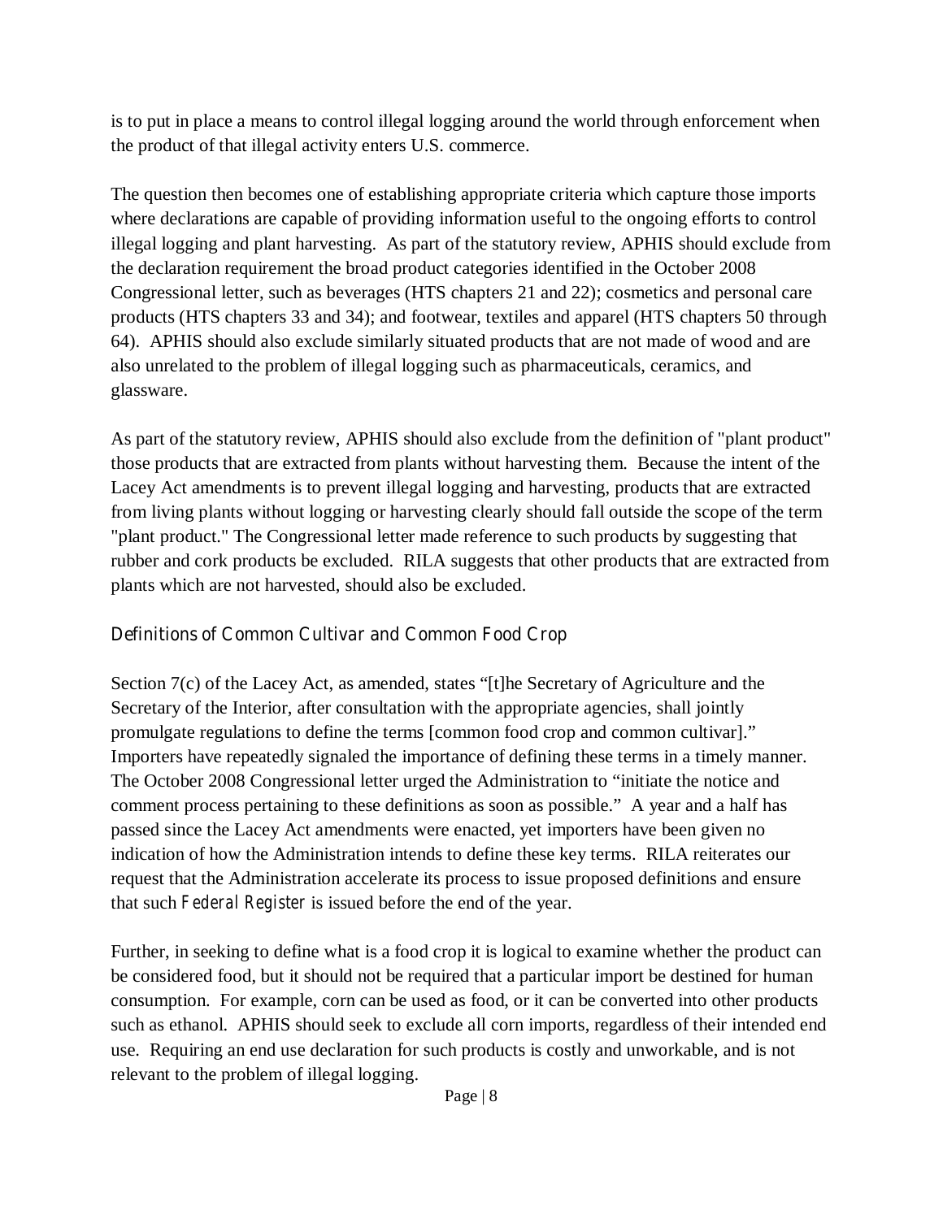is to put in place a means to control illegal logging around the world through enforcement when the product of that illegal activity enters U.S. commerce.

The question then becomes one of establishing appropriate criteria which capture those imports where declarations are capable of providing information useful to the ongoing efforts to control illegal logging and plant harvesting. As part of the statutory review, APHIS should exclude from the declaration requirement the broad product categories identified in the October 2008 Congressional letter, such as beverages (HTS chapters 21 and 22); cosmetics and personal care products (HTS chapters 33 and 34); and footwear, textiles and apparel (HTS chapters 50 through 64). APHIS should also exclude similarly situated products that are not made of wood and are also unrelated to the problem of illegal logging such as pharmaceuticals, ceramics, and glassware.

As part of the statutory review, APHIS should also exclude from the definition of "plant product" those products that are extracted from plants without harvesting them. Because the intent of the Lacey Act amendments is to prevent illegal logging and harvesting, products that are extracted from living plants without logging or harvesting clearly should fall outside the scope of the term "plant product." The Congressional letter made reference to such products by suggesting that rubber and cork products be excluded. RILA suggests that other products that are extracted from plants which are not harvested, should also be excluded.

## Definitions of Common Cultivar and Common Food Crop

Section 7(c) of the Lacey Act, as amended, states "[t]he Secretary of Agriculture and the Secretary of the Interior, after consultation with the appropriate agencies, shall jointly promulgate regulations to define the terms [common food crop and common cultivar]." Importers have repeatedly signaled the importance of defining these terms in a timely manner. The October 2008 Congressional letter urged the Administration to "initiate the notice and comment process pertaining to these definitions as soon as possible." A year and a half has passed since the Lacey Act amendments were enacted, yet importers have been given no indication of how the Administration intends to define these key terms. RILA reiterates our request that the Administration accelerate its process to issue proposed definitions and ensure that such *Federal Register* is issued before the end of the year.

Further, in seeking to define what is a food crop it is logical to examine whether the product can be considered food, but it should not be required that a particular import be destined for human consumption. For example, corn can be used as food, or it can be converted into other products such as ethanol. APHIS should seek to exclude all corn imports, regardless of their intended end use. Requiring an end use declaration for such products is costly and unworkable, and is not relevant to the problem of illegal logging.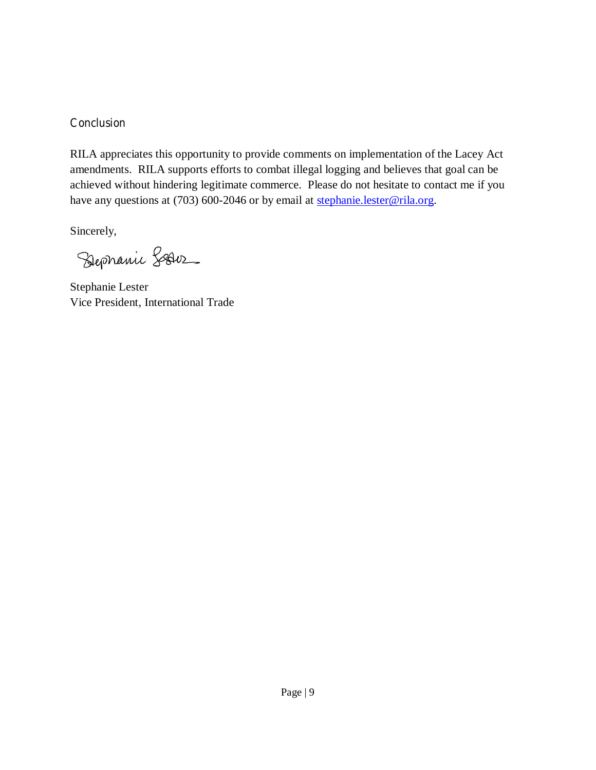## Conclusion

RILA appreciates this opportunity to provide comments on implementation of the Lacey Act amendments. RILA supports efforts to combat illegal logging and believes that goal can be achieved without hindering legitimate commerce. Please do not hesitate to contact me if you have any questions at (703) 600-2046 or by email at stephanie.lester@rila.org.

Sincerely,

Stephanie Lester
Vice President, International Trade